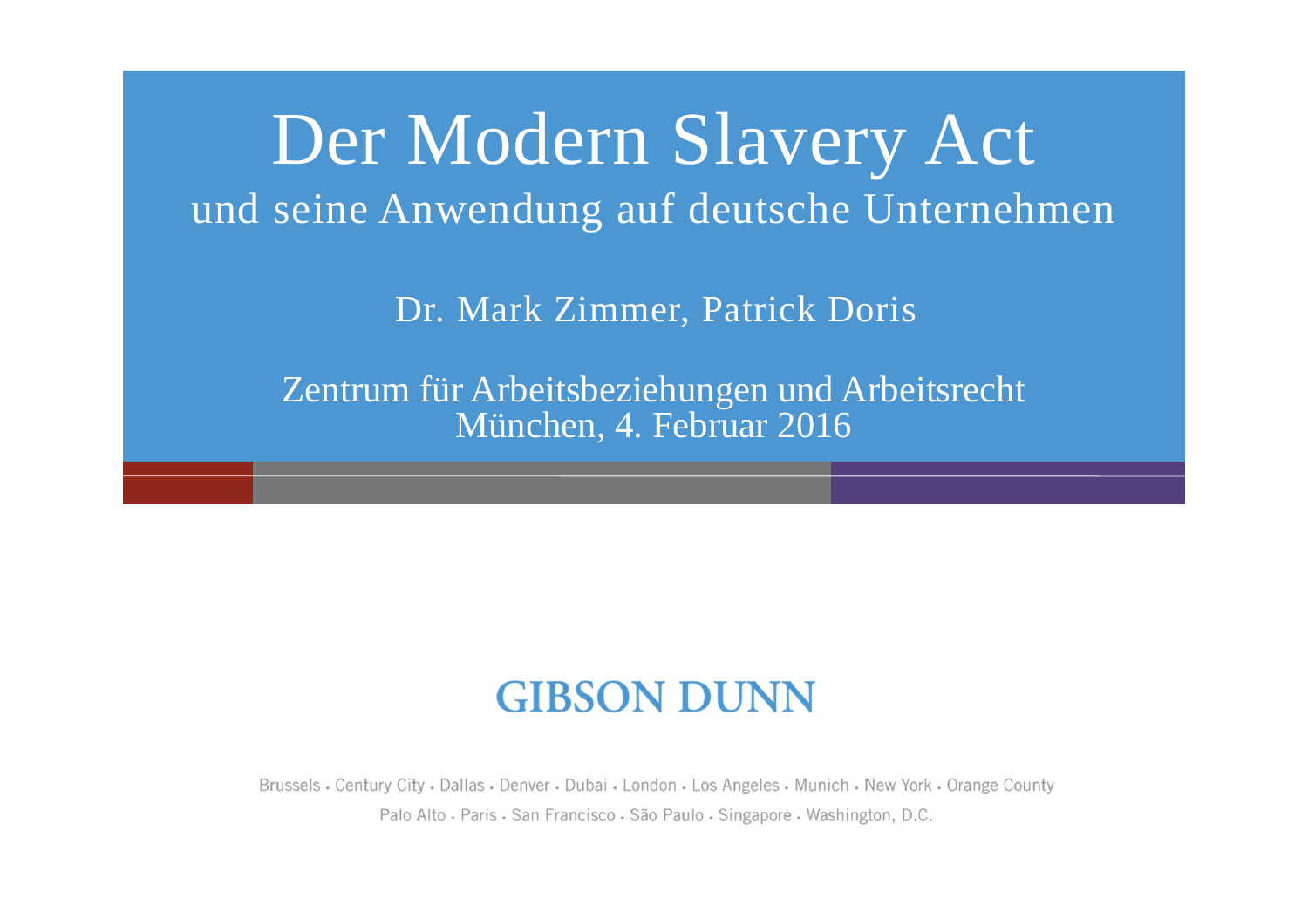# Der Modern Slavery Act

## und seine Anwendung auf deutsche Unternehmen

Dr. Mark Zimmer, Patrick Doris

Zentrum für Arbeitsbeziehungen und Arbeitsrecht
München, 4. Februar 2016

**GIBSON DUNN**

Brussels • Century City • Dallas • Denver • Dubai • London • Los Angeles • Munich • New York • Orange County
Palo Alto • Paris • San Francisco • São Paulo • Singapore • Washington, D.C.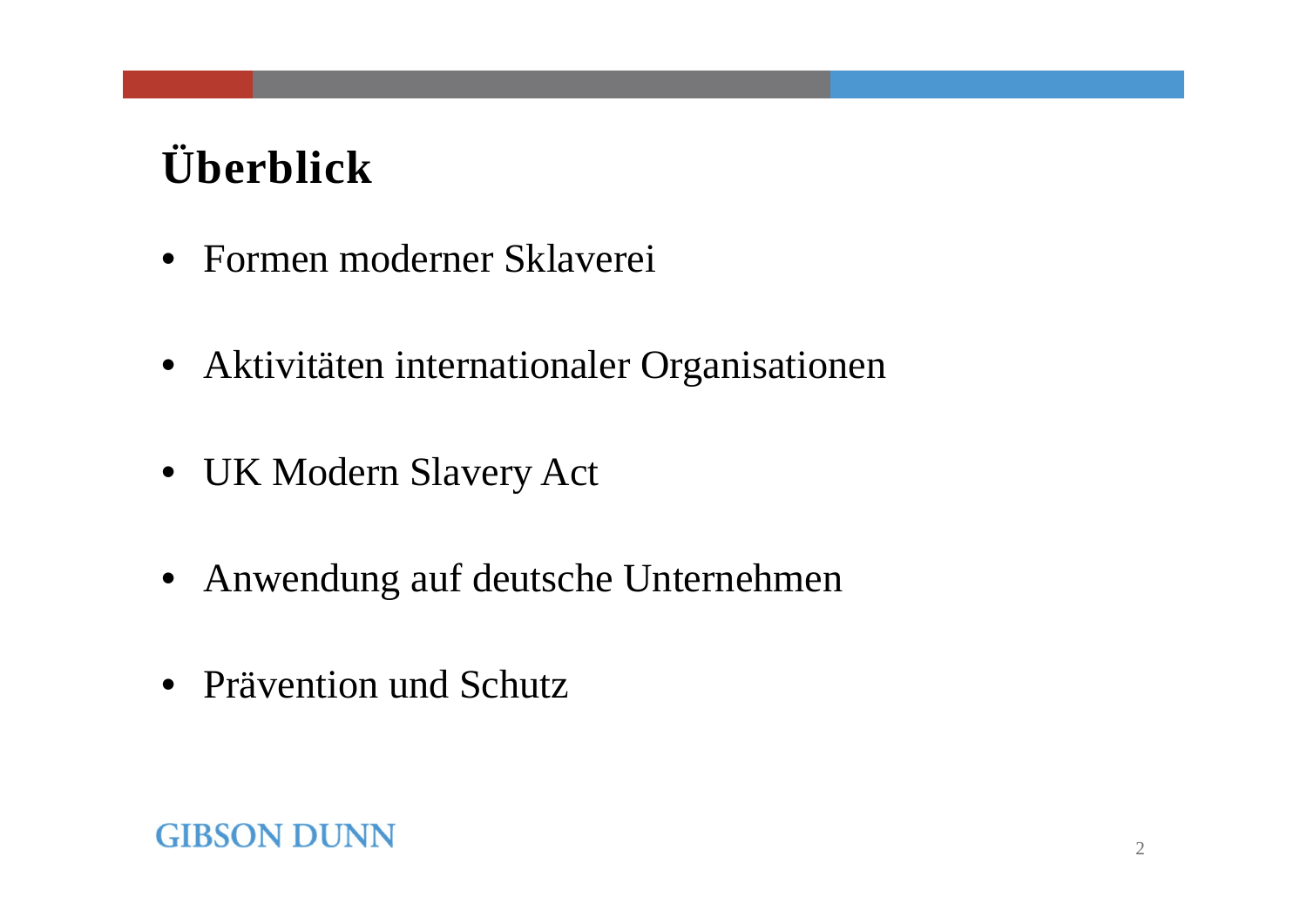# Überblick

- Formen moderner Sklaverei
- Aktivitäten internationaler Organisationen
- UK Modern Slavery Act
- Anwendung auf deutsche Unternehmen
- Prävention und Schutz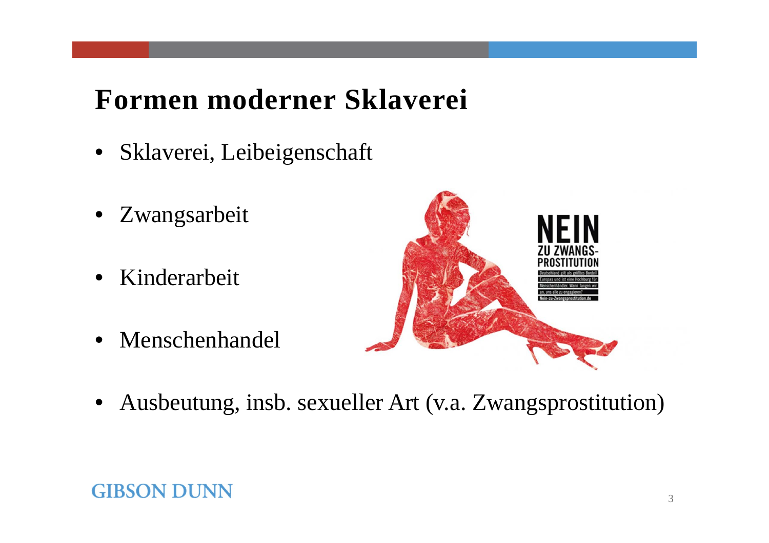# Formen moderner Sklaverei

- Sklaverei, Leibeigenschaft
- Zwangsarbeit
- Kinderarbeit
- Menschenhandel
- Ausbeutung, insb. sexueller Art (v.a. Zwangsprostitution)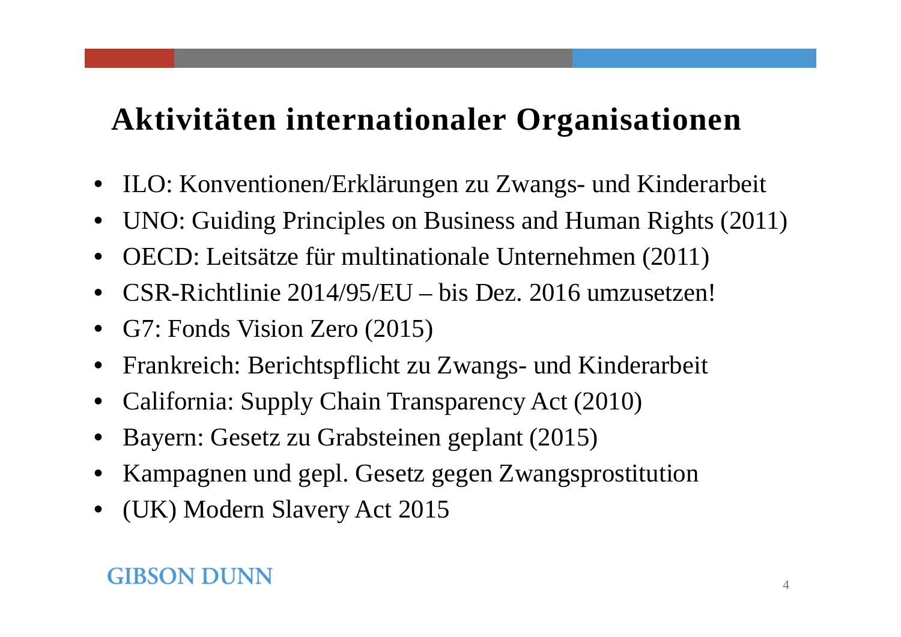# Aktivitäten internationaler Organisationen

- ILO: Konventionen/Erklärungen zu Zwangs- und Kinderarbeit
- UNO: Guiding Principles on Business and Human Rights (2011)
- OECD: Leitsätze für multinationale Unternehmen (2011)
- CSR-Richtlinie 2014/95/EU – bis Dez. 2016 umzusetzen!
- G7: Fonds Vision Zero (2015)
- Frankreich: Berichtspflicht zu Zwangs- und Kinderarbeit
- California: Supply Chain Transparency Act (2010)
- Bayern: Gesetz zu Grabsteinen geplant (2015)
- Kampagnen und gepl. Gesetz gegen Zwangsprostitution
- (UK) Modern Slavery Act 2015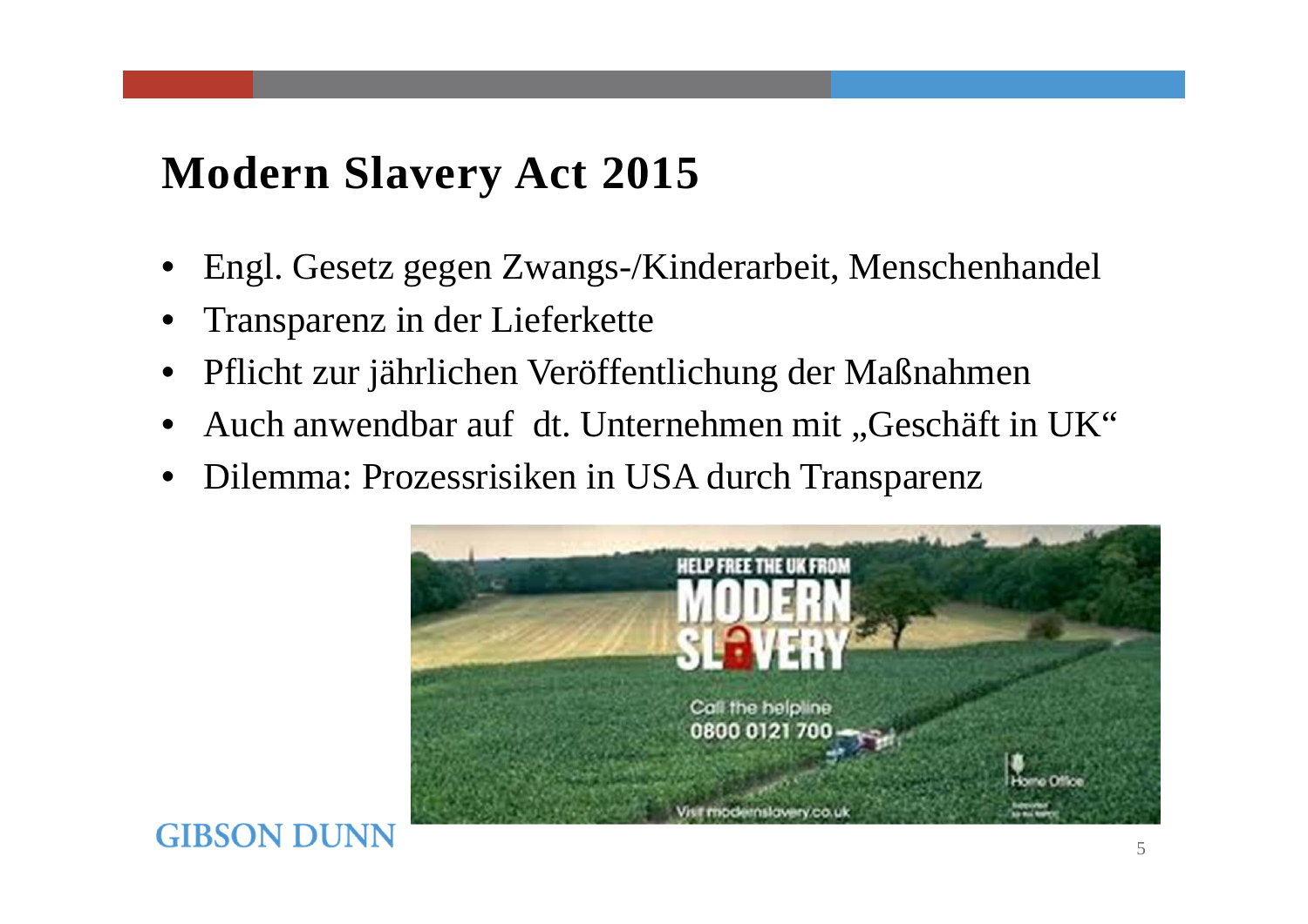# Modern Slavery Act 2015

- Engl. Gesetz gegen Zwangs-/Kinderarbeit, Menschenhandel
- Transparenz in der Lieferkette
- Pflicht zur jährlichen Veröffentlichung der Maßnahmen
- Auch anwendbar auf dt. Unternehmen mit „Geschäft in UK“
- Dilemma: Prozessrisiken in USA durch Transparenz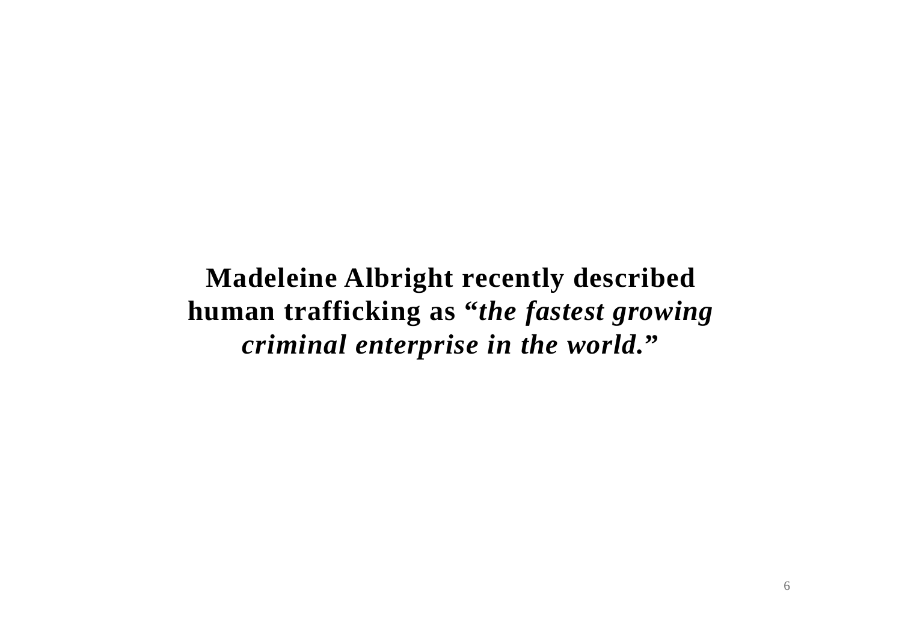**Madeleine Albright recently described human trafficking as “*the fastest growing criminal enterprise in the world.*”**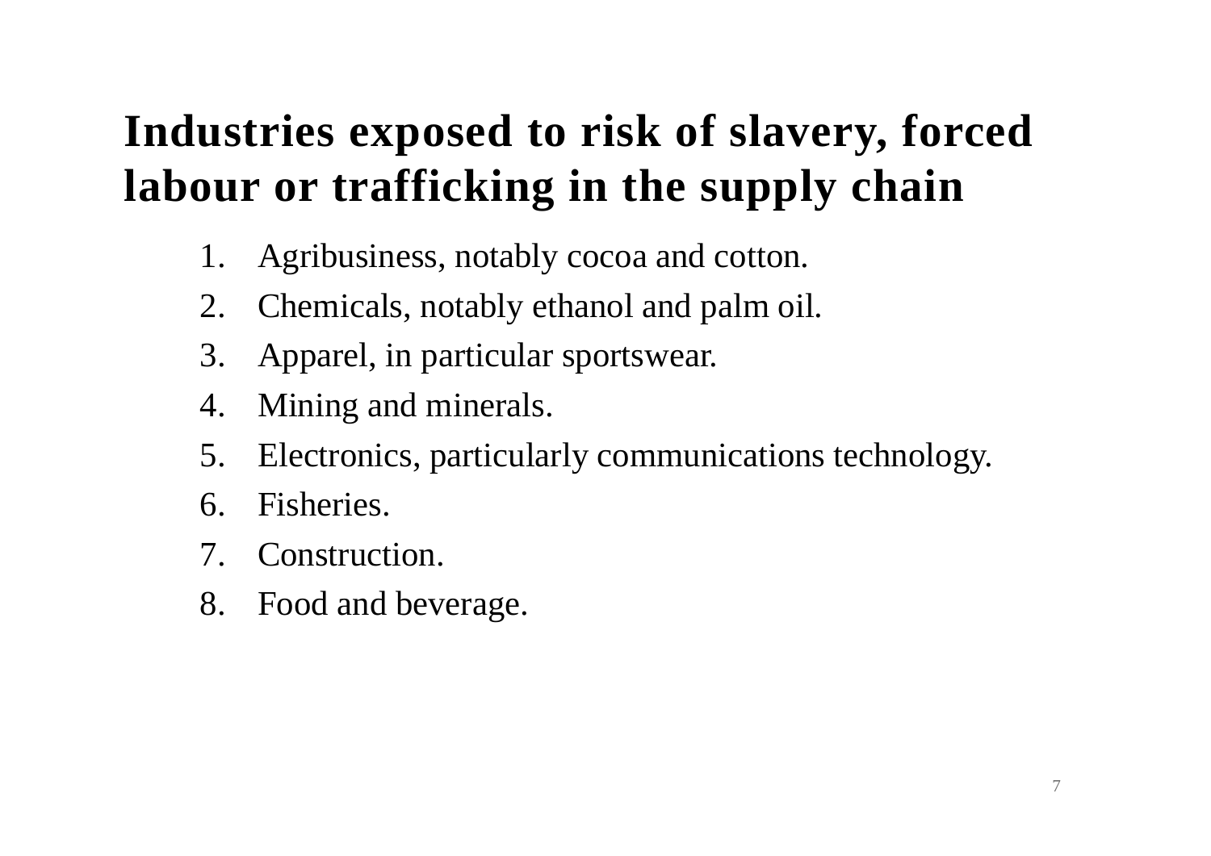## Industries exposed to risk of slavery, forced labour or trafficking in the supply chain

1. Agribusiness, notably cocoa and cotton.
2. Chemicals, notably ethanol and palm oil.
3. Apparel, in particular sportswear.
4. Mining and minerals.
5. Electronics, particularly communications technology.
6. Fisheries.
7. Construction.
8. Food and beverage.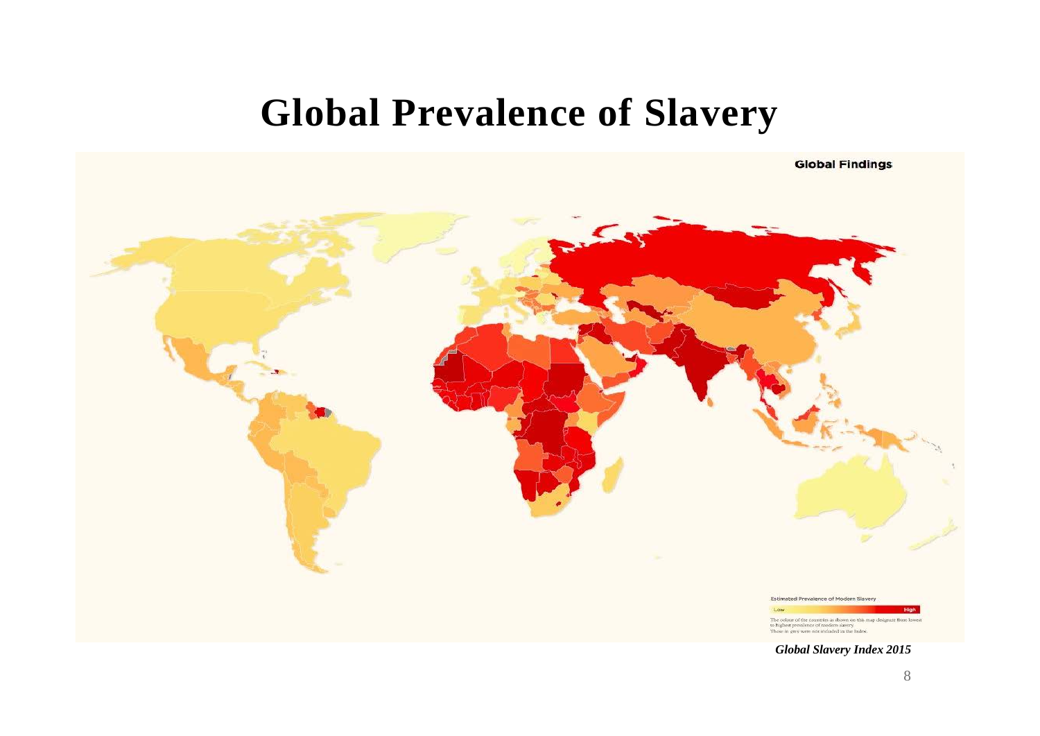# Global Prevalence of Slavery

**Global Findings**

Estimated Prevalence of Modern Slavery

Low — High

The colour of the countries as shown on this map designate from lowest to highest prevalence of modern slavery.
Those in grey were not included in the Index.

***Global Slavery Index 2015***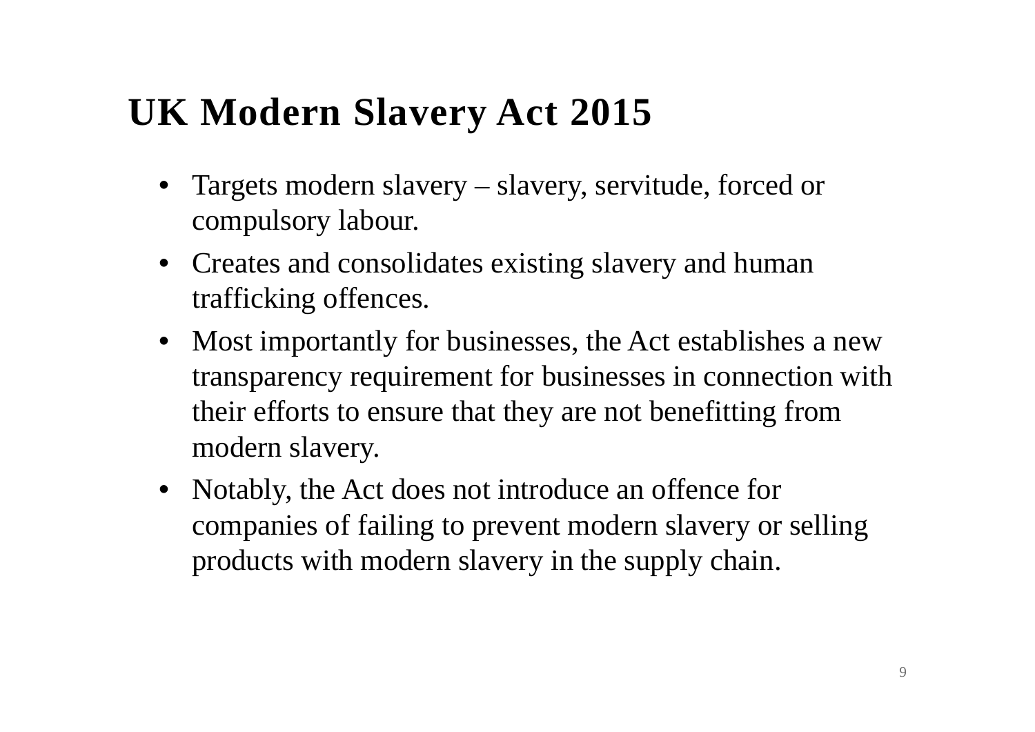# UK Modern Slavery Act 2015

- Targets modern slavery – slavery, servitude, forced or compulsory labour.
- Creates and consolidates existing slavery and human trafficking offences.
- Most importantly for businesses, the Act establishes a new transparency requirement for businesses in connection with their efforts to ensure that they are not benefitting from modern slavery.
- Notably, the Act does not introduce an offence for companies of failing to prevent modern slavery or selling products with modern slavery in the supply chain.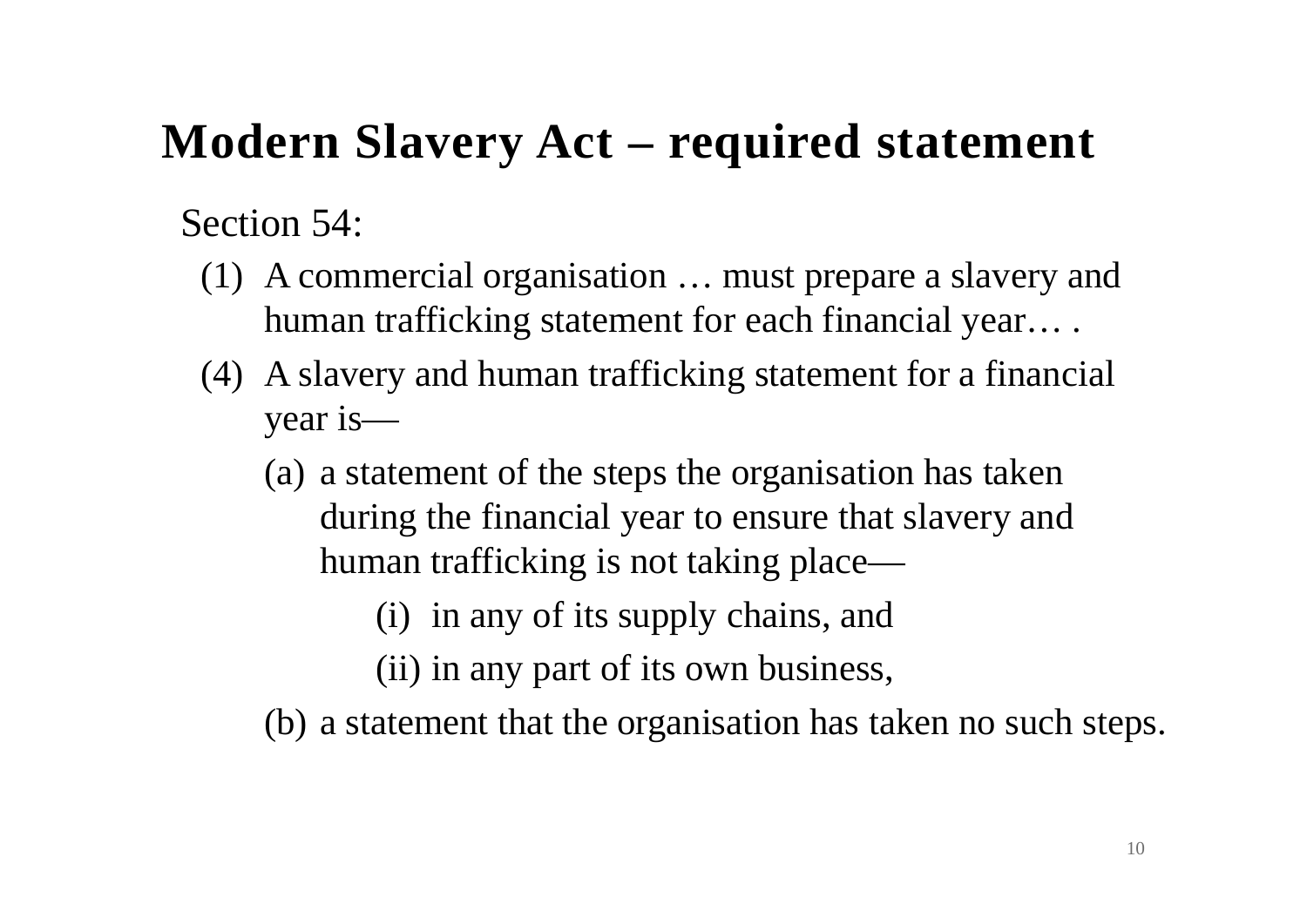# Modern Slavery Act – required statement

Section 54:

(1) A commercial organisation … must prepare a slavery and human trafficking statement for each financial year… .

(4) A slavery and human trafficking statement for a financial year is—

  (a) a statement of the steps the organisation has taken during the financial year to ensure that slavery and human trafficking is not taking place—

    (i) in any of its supply chains, and

    (ii) in any part of its own business,

  (b) a statement that the organisation has taken no such steps.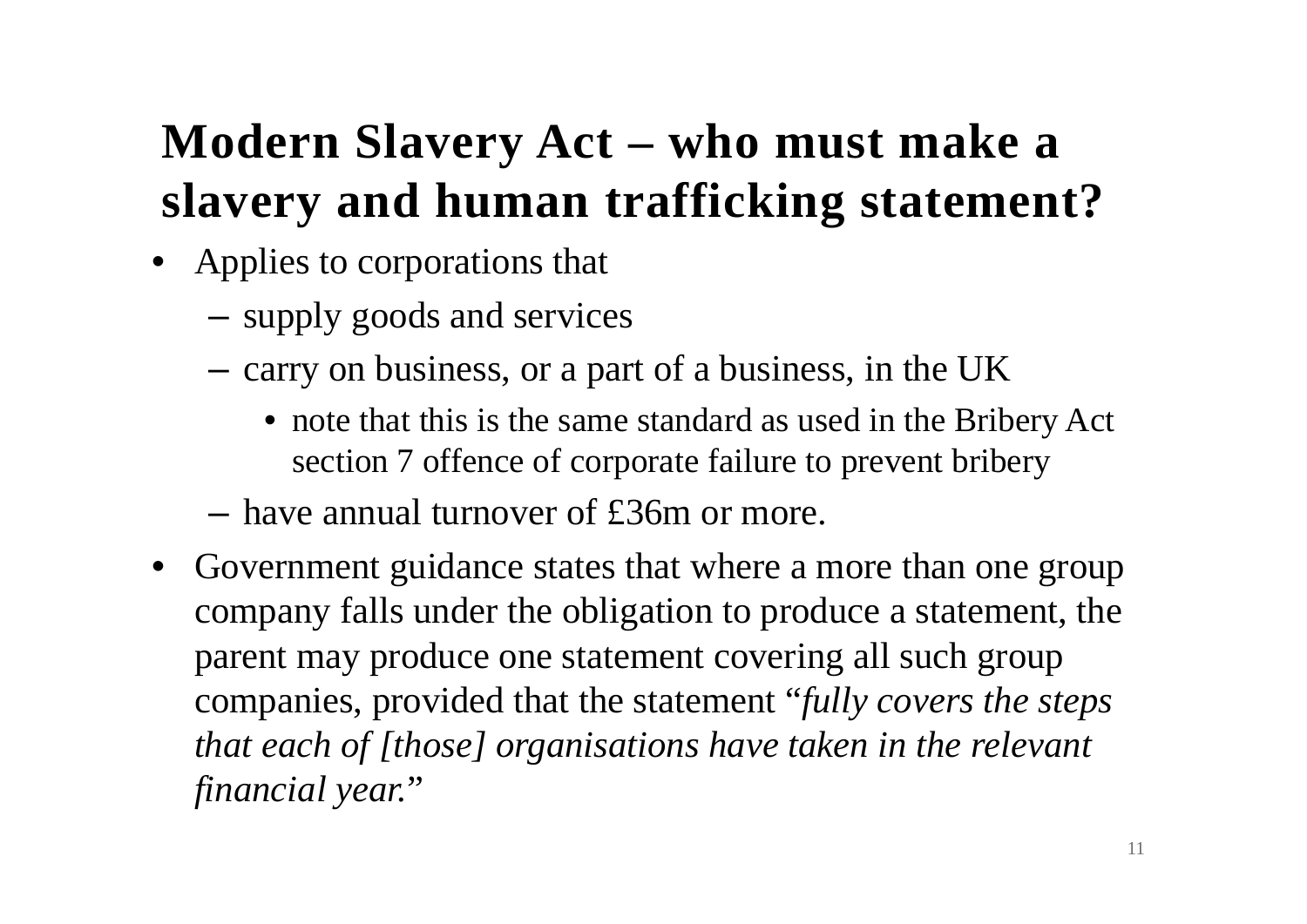# Modern Slavery Act – who must make a slavery and human trafficking statement?

- Applies to corporations that
  - supply goods and services
  - carry on business, or a part of a business, in the UK
    - note that this is the same standard as used in the Bribery Act section 7 offence of corporate failure to prevent bribery
  - have annual turnover of £36m or more.
- Government guidance states that where a more than one group company falls under the obligation to produce a statement, the parent may produce one statement covering all such group companies, provided that the statement "*fully covers the steps that each of [those] organisations have taken in the relevant financial year.*"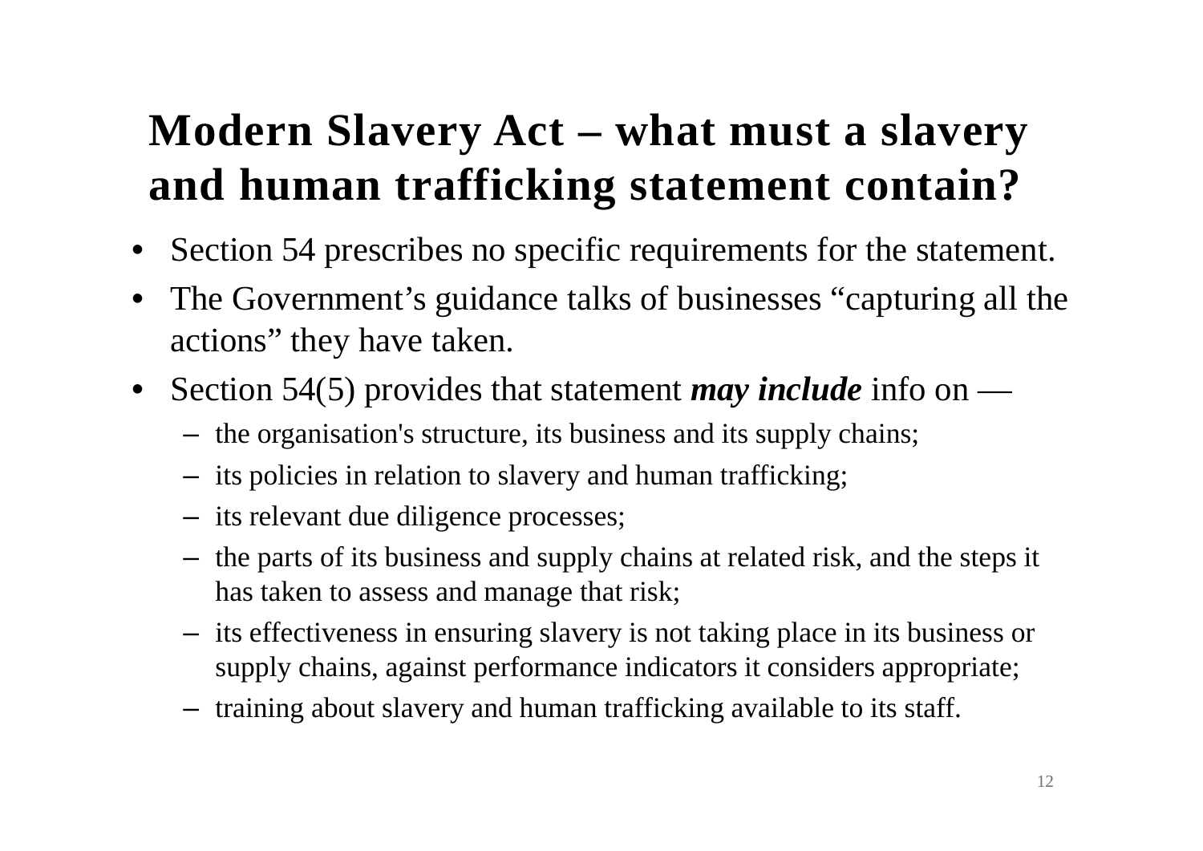# Modern Slavery Act – what must a slavery and human trafficking statement contain?

- Section 54 prescribes no specific requirements for the statement.
- The Government's guidance talks of businesses "capturing all the actions" they have taken.
- Section 54(5) provides that statement ***may include*** info on —
  - the organisation's structure, its business and its supply chains;
  - its policies in relation to slavery and human trafficking;
  - its relevant due diligence processes;
  - the parts of its business and supply chains at related risk, and the steps it has taken to assess and manage that risk;
  - its effectiveness in ensuring slavery is not taking place in its business or supply chains, against performance indicators it considers appropriate;
  - training about slavery and human trafficking available to its staff.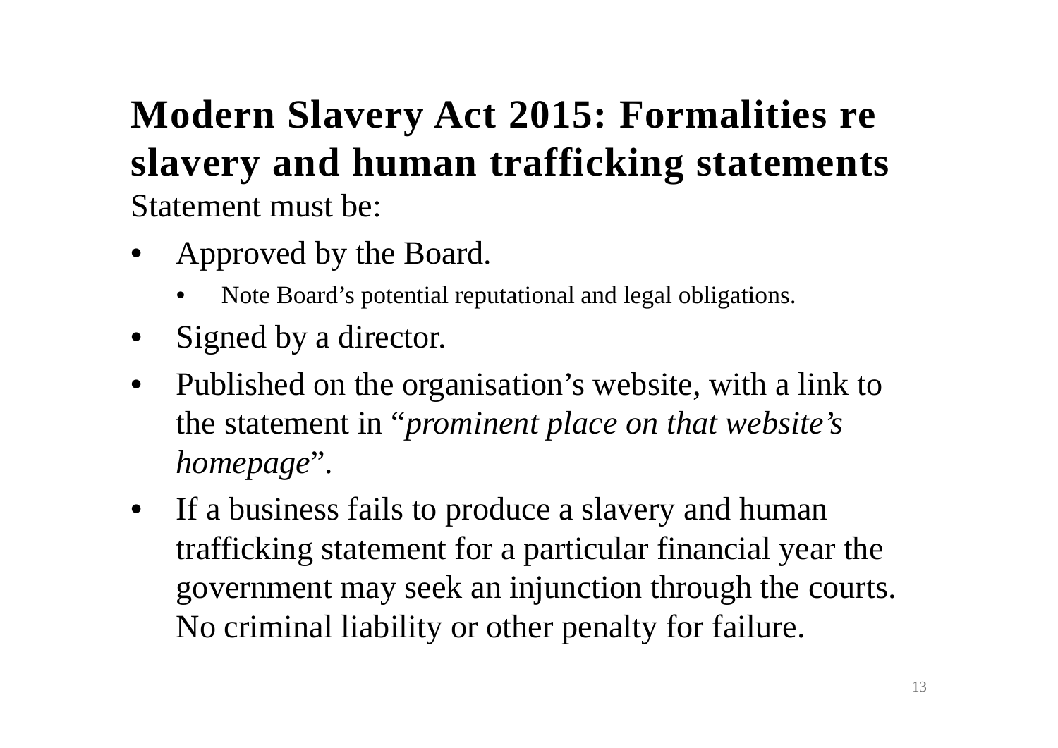# Modern Slavery Act 2015: Formalities re slavery and human trafficking statements

Statement must be:

- Approved by the Board.
  - Note Board's potential reputational and legal obligations.
- Signed by a director.
- Published on the organisation's website, with a link to the statement in "*prominent place on that website's homepage*".
- If a business fails to produce a slavery and human trafficking statement for a particular financial year the government may seek an injunction through the courts. No criminal liability or other penalty for failure.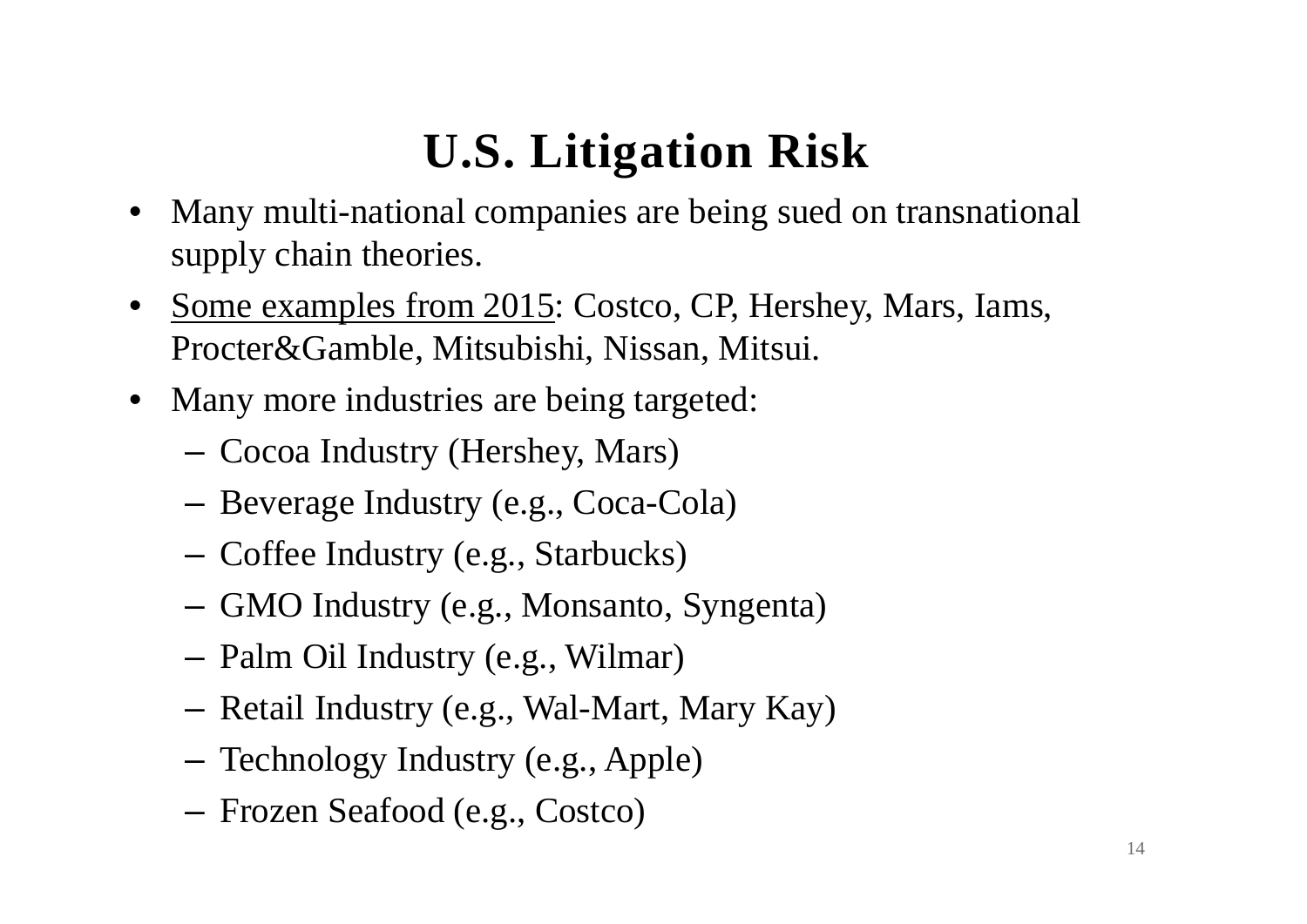# U.S. Litigation Risk

- Many multi-national companies are being sued on transnational supply chain theories.
- Some examples from 2015: Costco, CP, Hershey, Mars, Iams, Procter&Gamble, Mitsubishi, Nissan, Mitsui.
- Many more industries are being targeted:
  - Cocoa Industry (Hershey, Mars)
  - Beverage Industry (e.g., Coca-Cola)
  - Coffee Industry (e.g., Starbucks)
  - GMO Industry (e.g., Monsanto, Syngenta)
  - Palm Oil Industry (e.g., Wilmar)
  - Retail Industry (e.g., Wal-Mart, Mary Kay)
  - Technology Industry (e.g., Apple)
  - Frozen Seafood (e.g., Costco)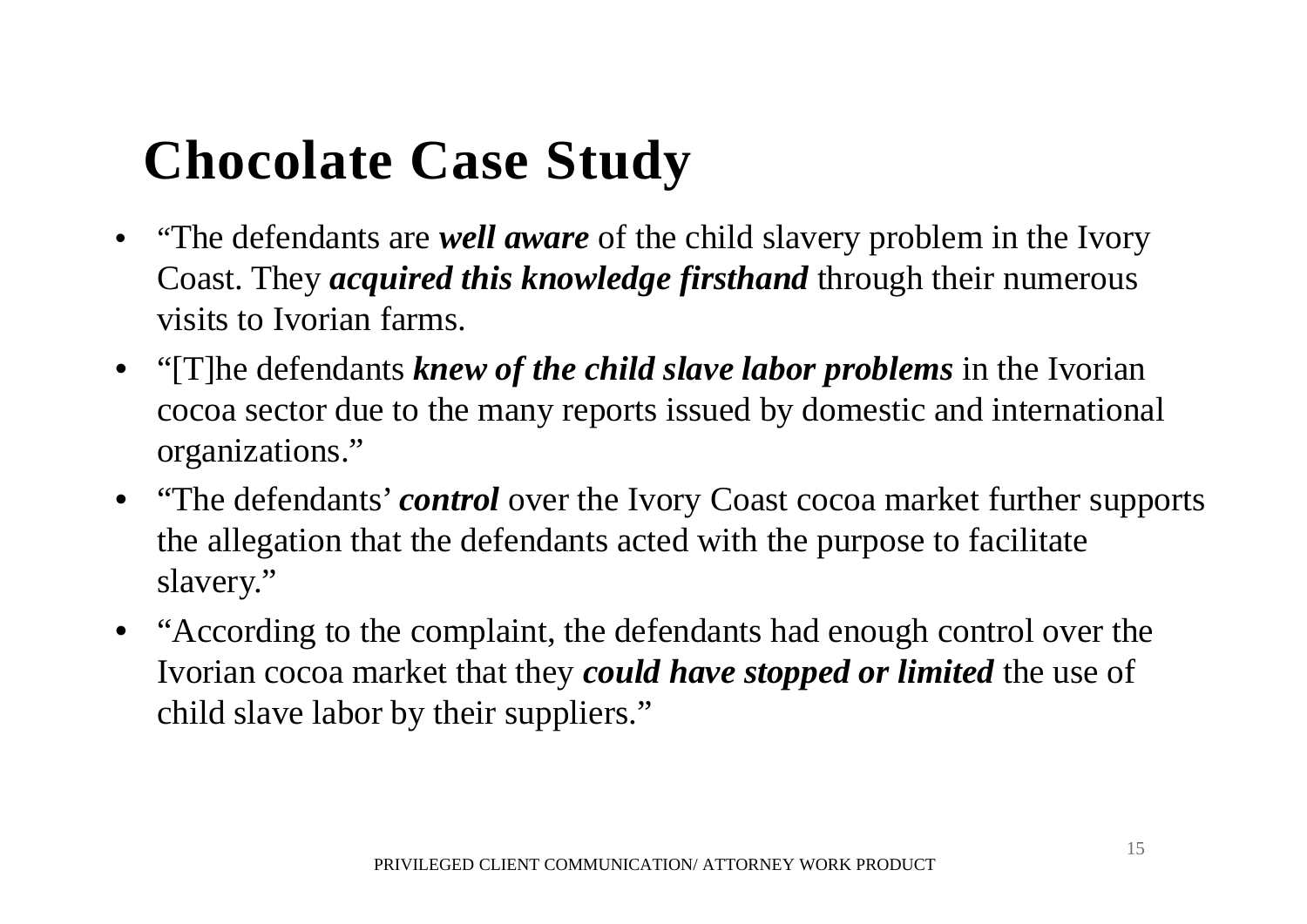# Chocolate Case Study

- "The defendants are ***well aware*** of the child slavery problem in the Ivory Coast. They ***acquired this knowledge firsthand*** through their numerous visits to Ivorian farms.
- "[T]he defendants ***knew of the child slave labor problems*** in the Ivorian cocoa sector due to the many reports issued by domestic and international organizations."
- "The defendants' ***control*** over the Ivory Coast cocoa market further supports the allegation that the defendants acted with the purpose to facilitate slavery."
- "According to the complaint, the defendants had enough control over the Ivorian cocoa market that they ***could have stopped or limited*** the use of child slave labor by their suppliers."

PRIVILEGED CLIENT COMMUNICATION/ ATTORNEY WORK PRODUCT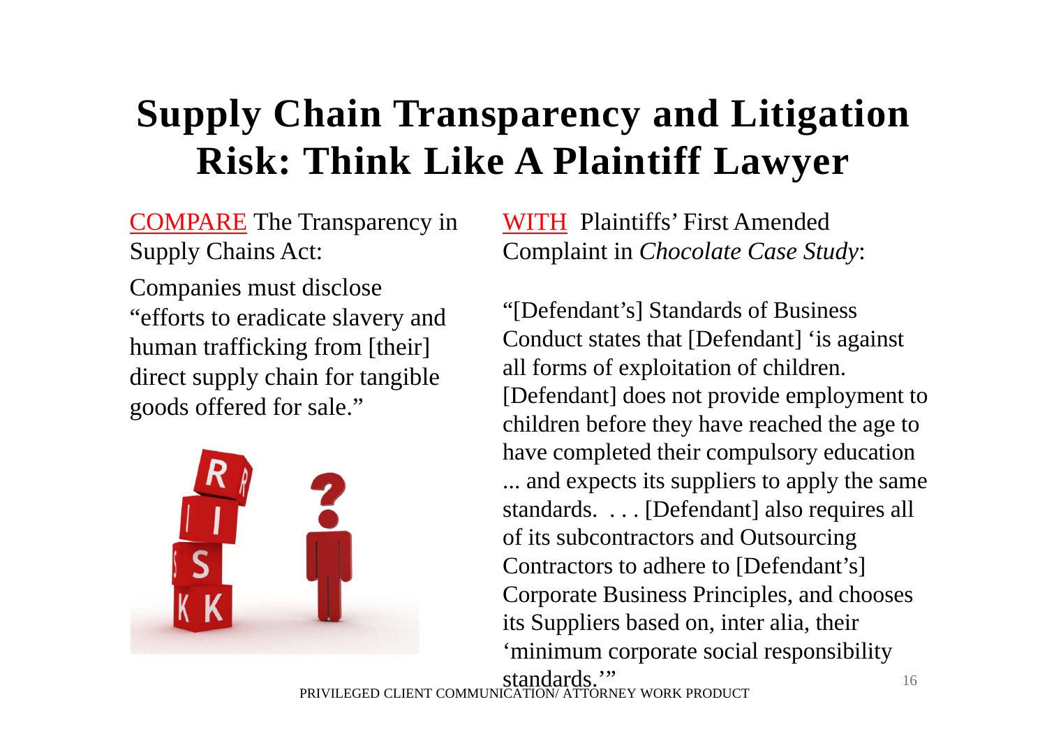# Supply Chain Transparency and Litigation Risk: Think Like A Plaintiff Lawyer

COMPARE The Transparency in Supply Chains Act:

Companies must disclose "efforts to eradicate slavery and human trafficking from [their] direct supply chain for tangible goods offered for sale."

WITH Plaintiffs' First Amended Complaint in *Chocolate Case Study*:

"[Defendant's] Standards of Business Conduct states that [Defendant] 'is against all forms of exploitation of children. [Defendant] does not provide employment to children before they have reached the age to have completed their compulsory education ... and expects its suppliers to apply the same standards. . . . [Defendant] also requires all of its subcontractors and Outsourcing Contractors to adhere to [Defendant's] Corporate Business Principles, and chooses its Suppliers based on, inter alia, their 'minimum corporate social responsibility standards.'"

PRIVILEGED CLIENT COMMUNICATION/ ATTORNEY WORK PRODUCT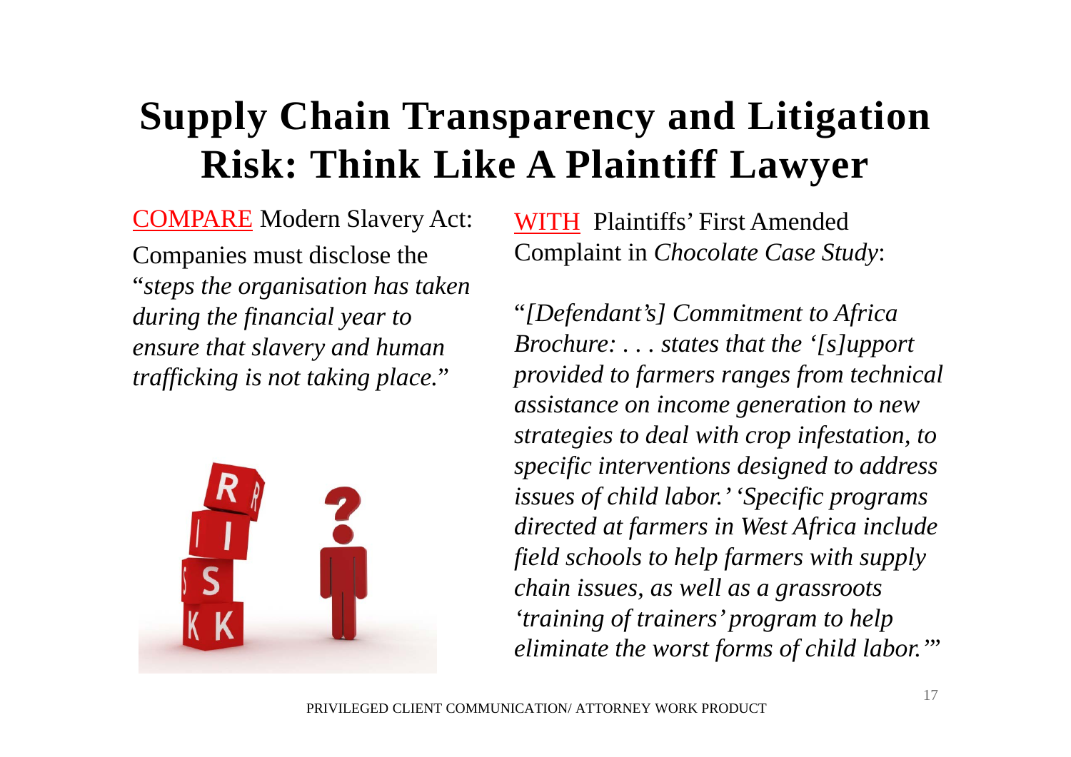# Supply Chain Transparency and Litigation Risk: Think Like A Plaintiff Lawyer

COMPARE Modern Slavery Act:

Companies must disclose the "*steps the organisation has taken during the financial year to ensure that slavery and human trafficking is not taking place.*"

WITH Plaintiffs' First Amended Complaint in *Chocolate Case Study*:

"*[Defendant's] Commitment to Africa Brochure: . . . states that the '[s]upport provided to farmers ranges from technical assistance on income generation to new strategies to deal with crop infestation, to specific interventions designed to address issues of child labor.' 'Specific programs directed at farmers in West Africa include field schools to help farmers with supply chain issues, as well as a grassroots 'training of trainers' program to help eliminate the worst forms of child labor.'*"

PRIVILEGED CLIENT COMMUNICATION/ ATTORNEY WORK PRODUCT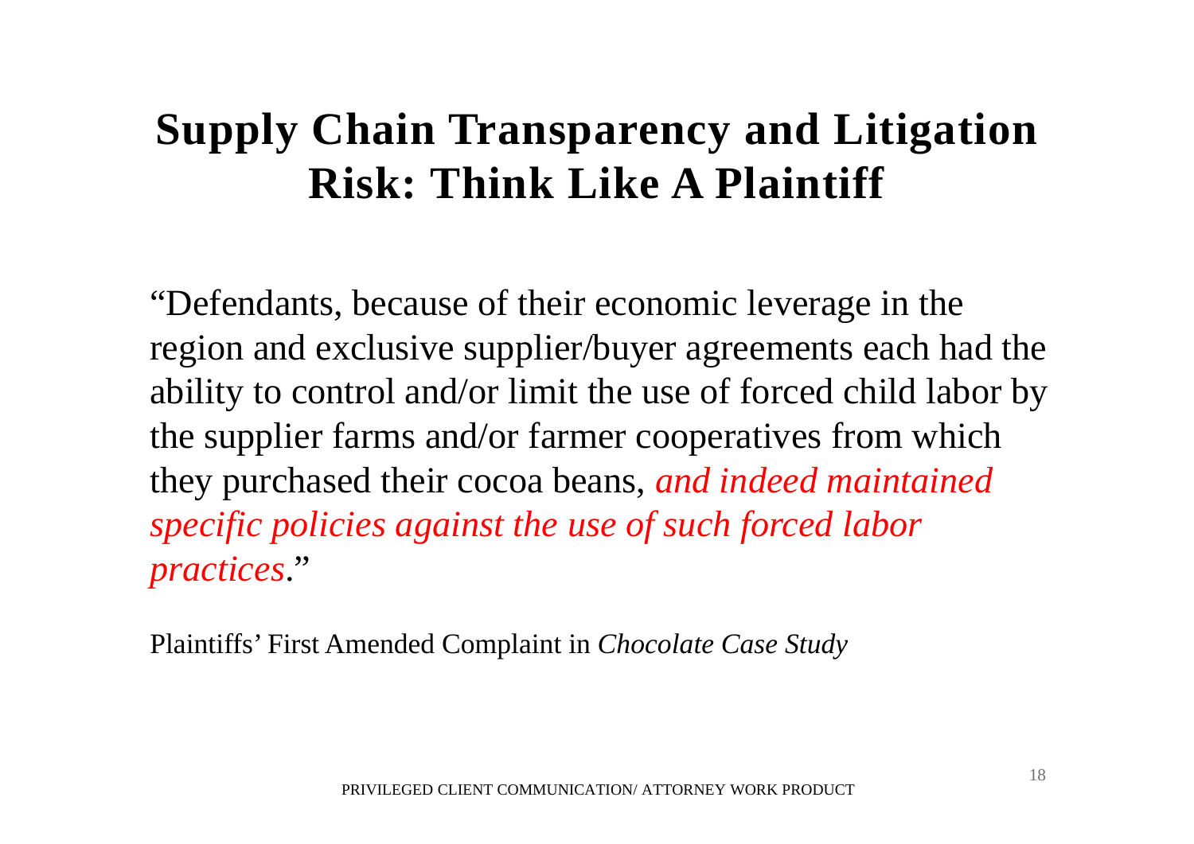# Supply Chain Transparency and Litigation Risk: Think Like A Plaintiff

"Defendants, because of their economic leverage in the region and exclusive supplier/buyer agreements each had the ability to control and/or limit the use of forced child labor by the supplier farms and/or farmer cooperatives from which they purchased their cocoa beans, *and indeed maintained specific policies against the use of such forced labor practices*."

Plaintiffs' First Amended Complaint in *Chocolate Case Study*

PRIVILEGED CLIENT COMMUNICATION/ ATTORNEY WORK PRODUCT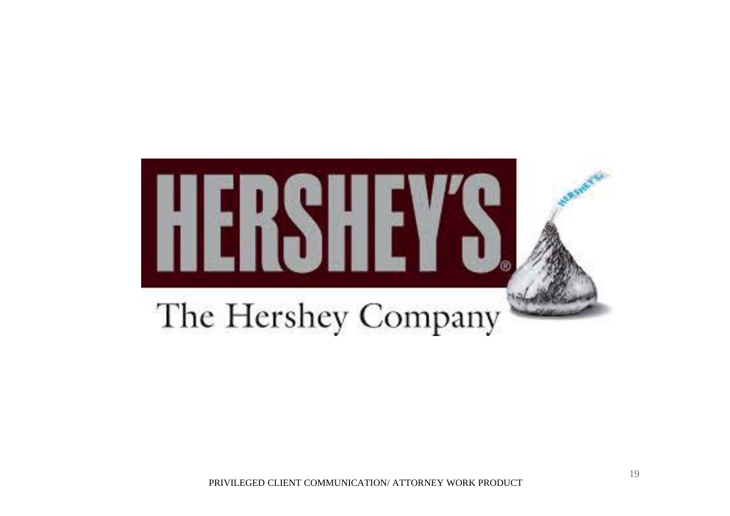HERSHEY'S®

The Hershey Company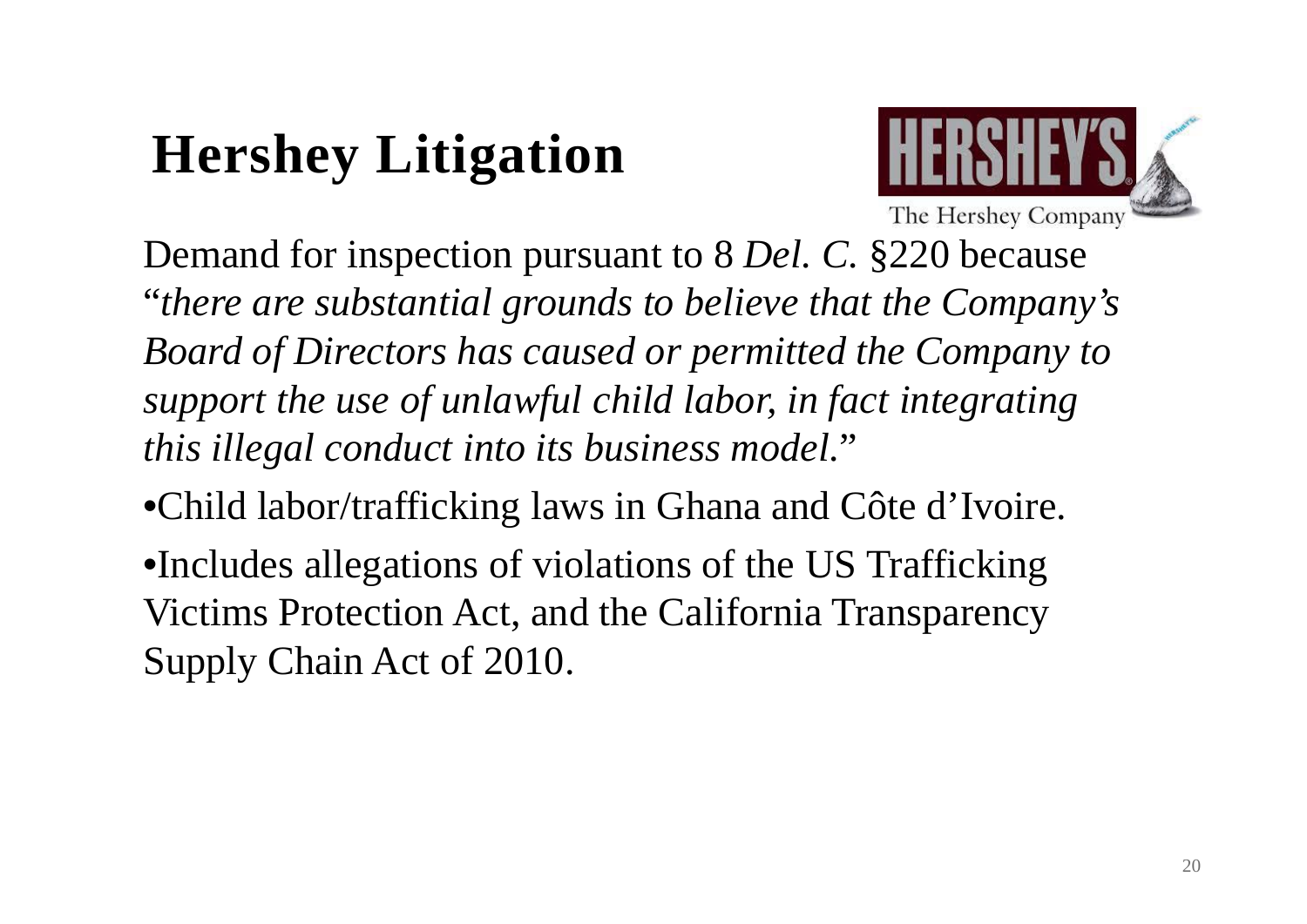# Hershey Litigation

Demand for inspection pursuant to 8 *Del. C.* §220 because "*there are substantial grounds to believe that the Company's Board of Directors has caused or permitted the Company to support the use of unlawful child labor, in fact integrating this illegal conduct into its business model.*"

- Child labor/trafficking laws in Ghana and Côte d'Ivoire.
- Includes allegations of violations of the US Trafficking Victims Protection Act, and the California Transparency Supply Chain Act of 2010.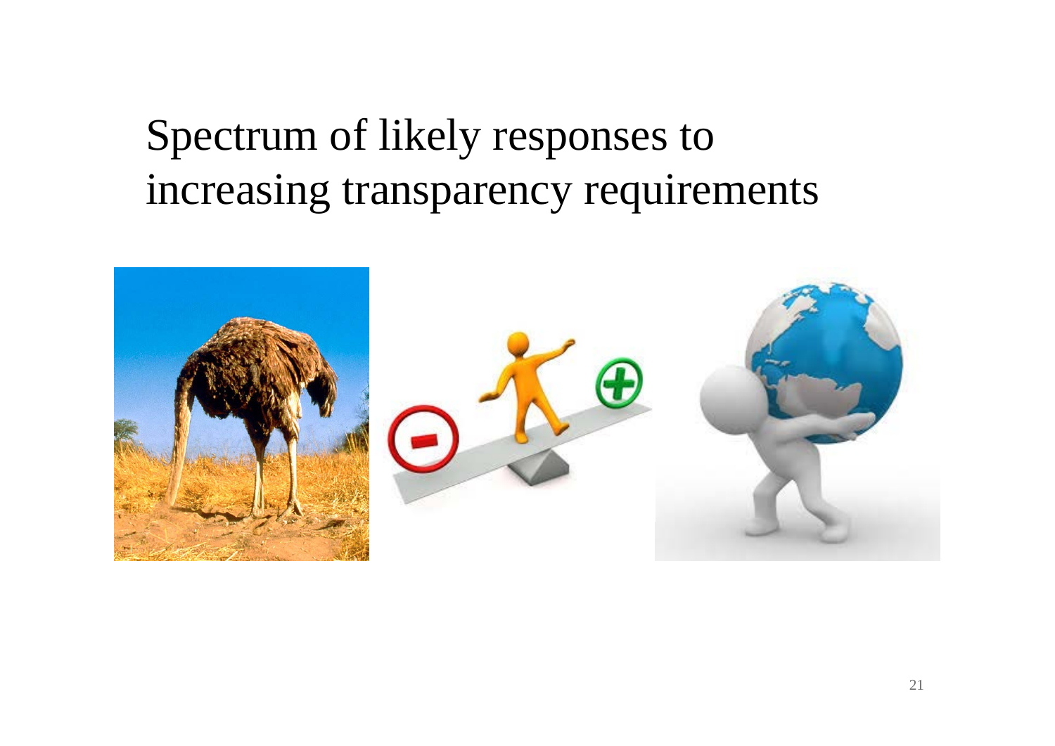# Spectrum of likely responses to increasing transparency requirements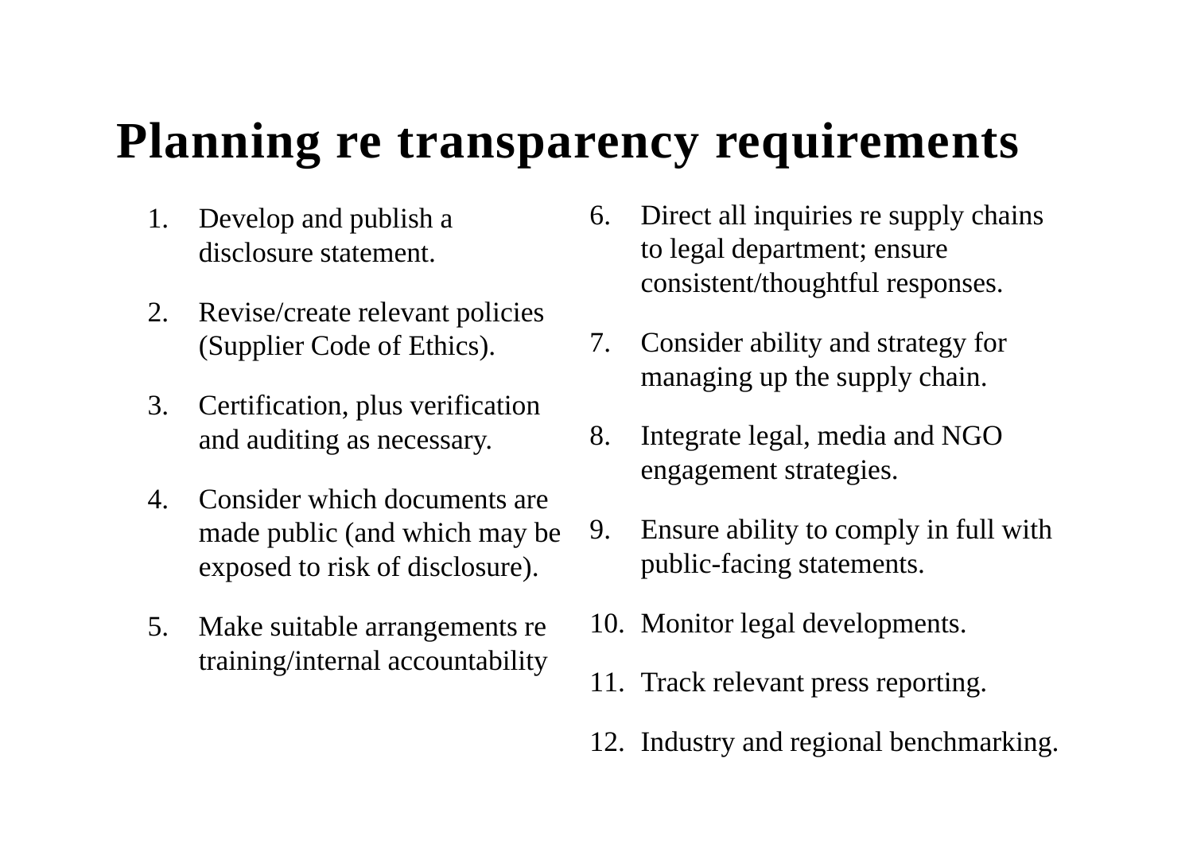# Planning re transparency requirements

1. Develop and publish a disclosure statement.
2. Revise/create relevant policies (Supplier Code of Ethics).
3. Certification, plus verification and auditing as necessary.
4. Consider which documents are made public (and which may be exposed to risk of disclosure).
5. Make suitable arrangements re training/internal accountability
6. Direct all inquiries re supply chains to legal department; ensure consistent/thoughtful responses.
7. Consider ability and strategy for managing up the supply chain.
8. Integrate legal, media and NGO engagement strategies.
9. Ensure ability to comply in full with public-facing statements.
10. Monitor legal developments.
11. Track relevant press reporting.
12. Industry and regional benchmarking.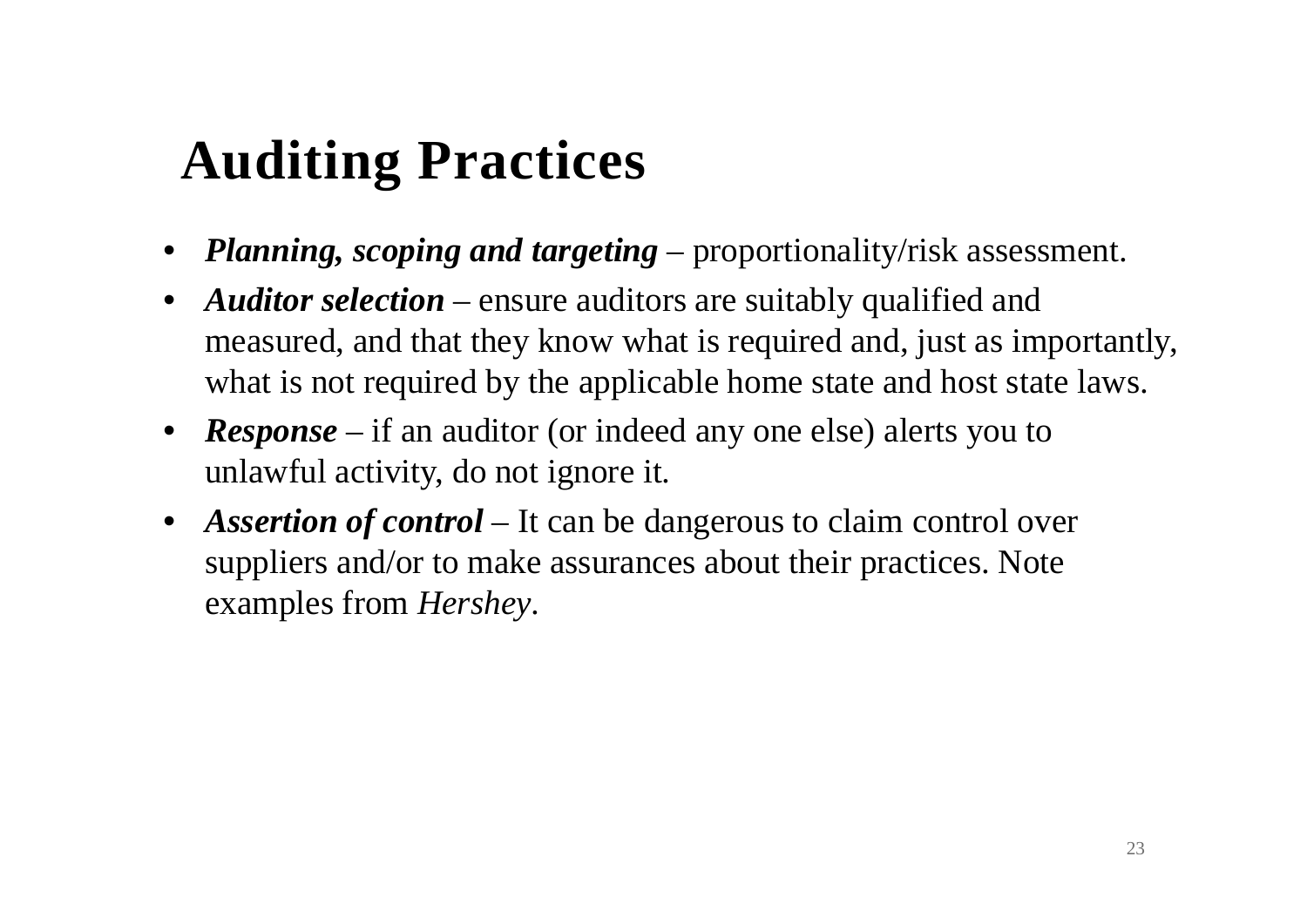# Auditing Practices

- ***Planning, scoping and targeting*** – proportionality/risk assessment.
- ***Auditor selection*** – ensure auditors are suitably qualified and measured, and that they know what is required and, just as importantly, what is not required by the applicable home state and host state laws.
- ***Response*** – if an auditor (or indeed any one else) alerts you to unlawful activity, do not ignore it.
- ***Assertion of control*** – It can be dangerous to claim control over suppliers and/or to make assurances about their practices. Note examples from *Hershey*.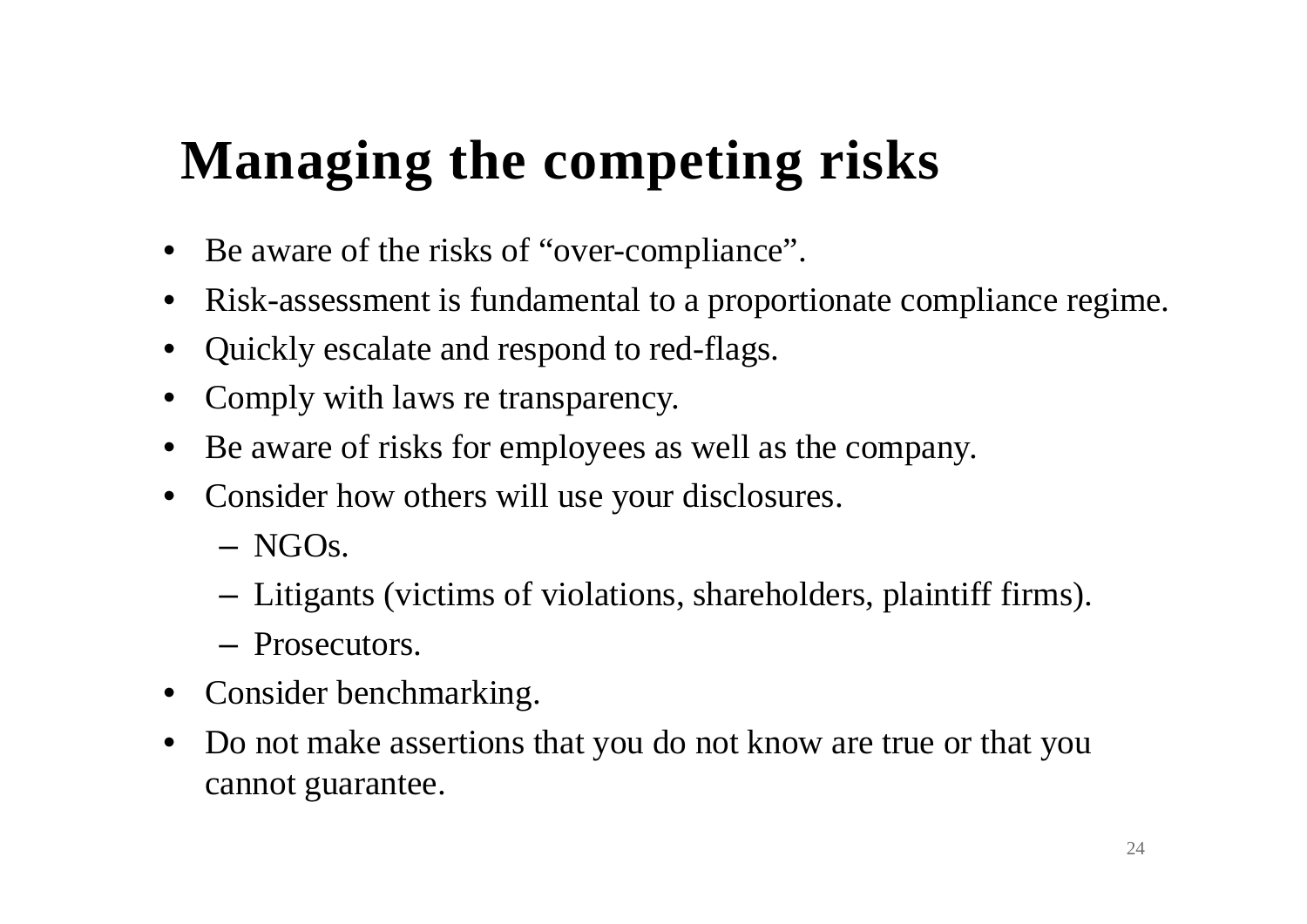# Managing the competing risks

- Be aware of the risks of "over-compliance".
- Risk-assessment is fundamental to a proportionate compliance regime.
- Quickly escalate and respond to red-flags.
- Comply with laws re transparency.
- Be aware of risks for employees as well as the company.
- Consider how others will use your disclosures.
  - NGOs.
  - Litigants (victims of violations, shareholders, plaintiff firms).
  - Prosecutors.
- Consider benchmarking.
- Do not make assertions that you do not know are true or that you cannot guarantee.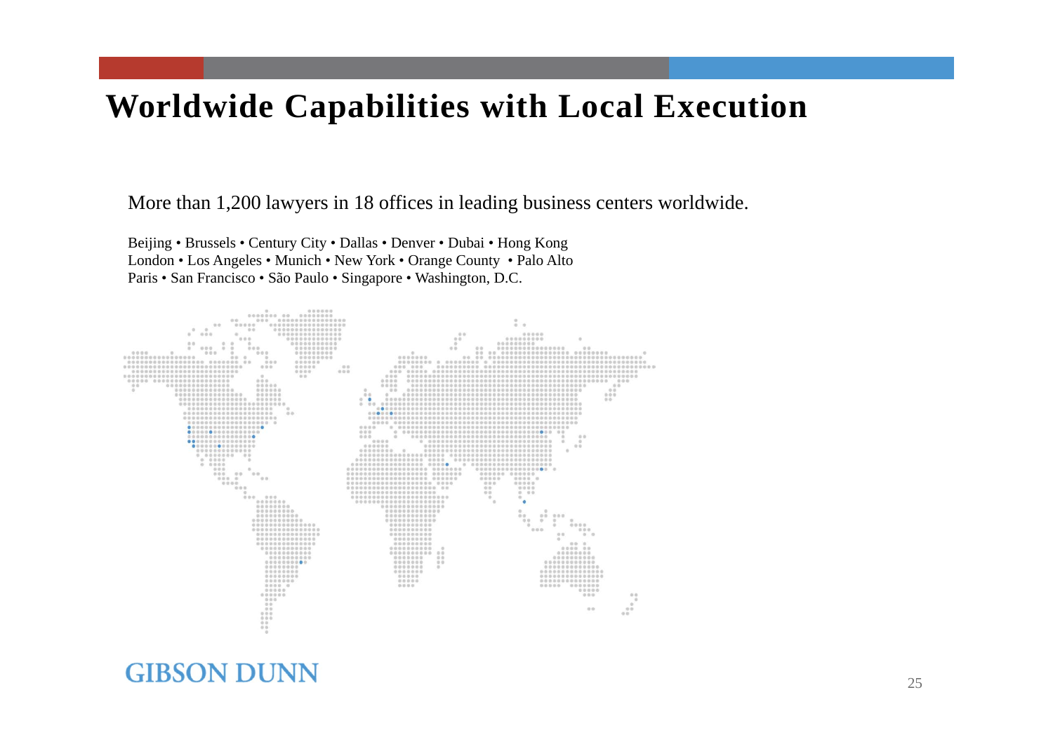# Worldwide Capabilities with Local Execution

More than 1,200 lawyers in 18 offices in leading business centers worldwide.

Beijing • Brussels • Century City • Dallas • Denver • Dubai • Hong Kong
London • Los Angeles • Munich • New York • Orange County • Palo Alto
Paris • San Francisco • São Paulo • Singapore • Washington, D.C.

GIBSON DUNN